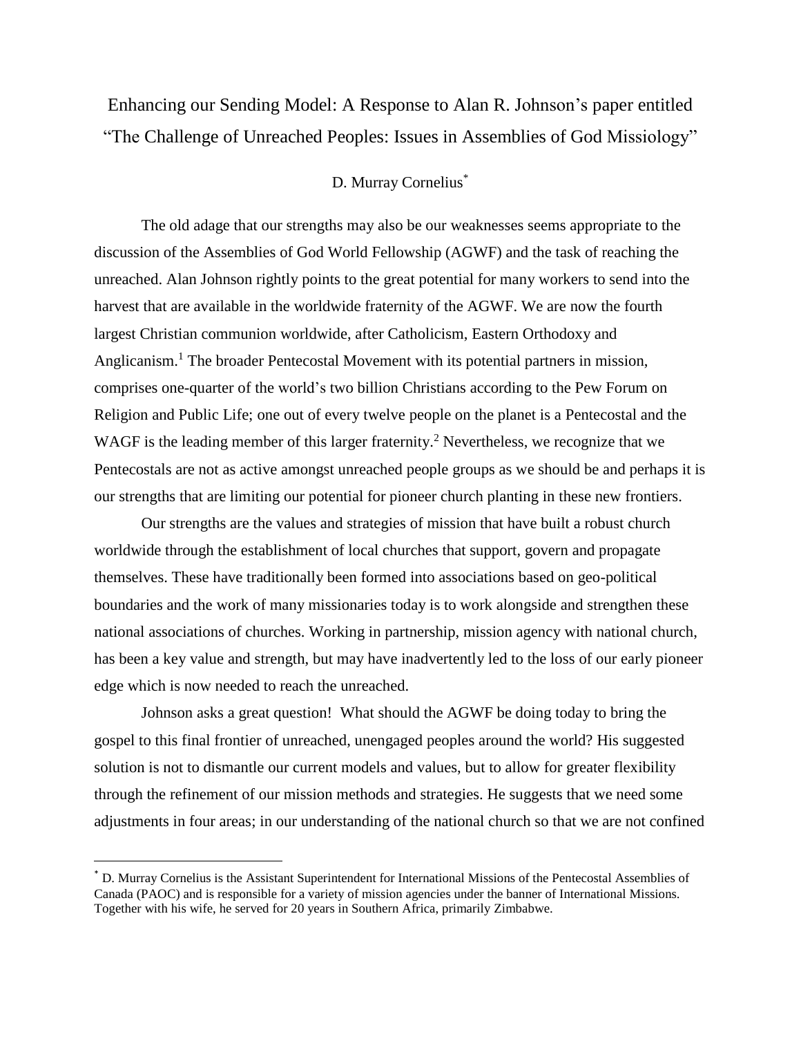# Enhancing our Sending Model: A Response to Alan R. Johnson's paper entitled "The Challenge of Unreached Peoples: Issues in Assemblies of God Missiology"

D. Murray Cornelius[*]

The old adage that our strengths may also be our weaknesses seems appropriate to the discussion of the Assemblies of God World Fellowship (AGWF) and the task of reaching the unreached. Alan Johnson rightly points to the great potential for many workers to send into the harvest that are available in the worldwide fraternity of the AGWF. We are now the fourth largest Christian communion worldwide, after Catholicism, Eastern Orthodoxy and Anglicanism.[1] The broader Pentecostal Movement with its potential partners in mission, comprises one-quarter of the world's two billion Christians according to the Pew Forum on Religion and Public Life; one out of every twelve people on the planet is a Pentecostal and the WAGF is the leading member of this larger fraternity.[2] Nevertheless, we recognize that we Pentecostals are not as active amongst unreached people groups as we should be and perhaps it is our strengths that are limiting our potential for pioneer church planting in these new frontiers.

Our strengths are the values and strategies of mission that have built a robust church worldwide through the establishment of local churches that support, govern and propagate themselves. These have traditionally been formed into associations based on geo-political boundaries and the work of many missionaries today is to work alongside and strengthen these national associations of churches. Working in partnership, mission agency with national church, has been a key value and strength, but may have inadvertently led to the loss of our early pioneer edge which is now needed to reach the unreached.

Johnson asks a great question! What should the AGWF be doing today to bring the gospel to this final frontier of unreached, unengaged peoples around the world? His suggested solution is not to dismantle our current models and values, but to allow for greater flexibility through the refinement of our mission methods and strategies. He suggests that we need some adjustments in four areas; in our understanding of the national church so that we are not confined

---

[*] D. Murray Cornelius is the Assistant Superintendent for International Missions of the Pentecostal Assemblies of Canada (PAOC) and is responsible for a variety of mission agencies under the banner of International Missions. Together with his wife, he served for 20 years in Southern Africa, primarily Zimbabwe.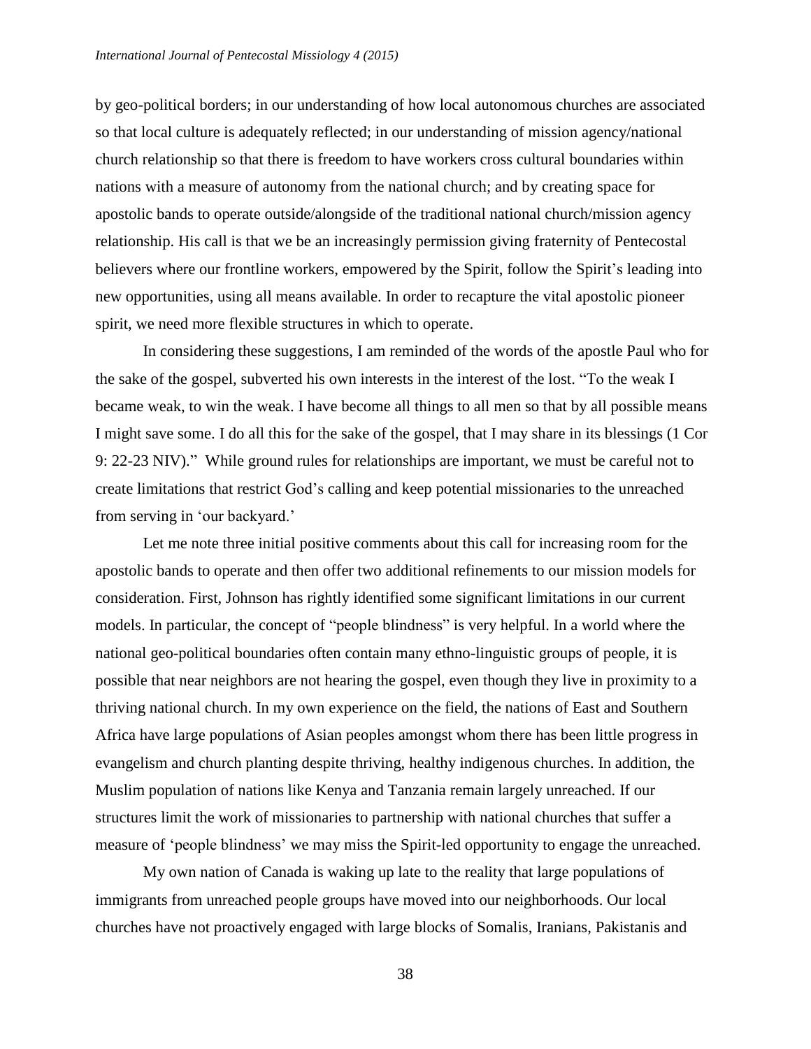by geo-political borders; in our understanding of how local autonomous churches are associated so that local culture is adequately reflected; in our understanding of mission agency/national church relationship so that there is freedom to have workers cross cultural boundaries within nations with a measure of autonomy from the national church; and by creating space for apostolic bands to operate outside/alongside of the traditional national church/mission agency relationship. His call is that we be an increasingly permission giving fraternity of Pentecostal believers where our frontline workers, empowered by the Spirit, follow the Spirit's leading into new opportunities, using all means available. In order to recapture the vital apostolic pioneer spirit, we need more flexible structures in which to operate.

In considering these suggestions, I am reminded of the words of the apostle Paul who for the sake of the gospel, subverted his own interests in the interest of the lost. "To the weak I became weak, to win the weak. I have become all things to all men so that by all possible means I might save some. I do all this for the sake of the gospel, that I may share in its blessings (1 Cor 9: 22-23 NIV)." While ground rules for relationships are important, we must be careful not to create limitations that restrict God's calling and keep potential missionaries to the unreached from serving in 'our backyard.'

Let me note three initial positive comments about this call for increasing room for the apostolic bands to operate and then offer two additional refinements to our mission models for consideration. First, Johnson has rightly identified some significant limitations in our current models. In particular, the concept of "people blindness" is very helpful. In a world where the national geo-political boundaries often contain many ethno-linguistic groups of people, it is possible that near neighbors are not hearing the gospel, even though they live in proximity to a thriving national church. In my own experience on the field, the nations of East and Southern Africa have large populations of Asian peoples amongst whom there has been little progress in evangelism and church planting despite thriving, healthy indigenous churches. In addition, the Muslim population of nations like Kenya and Tanzania remain largely unreached. If our structures limit the work of missionaries to partnership with national churches that suffer a measure of 'people blindness' we may miss the Spirit-led opportunity to engage the unreached.

My own nation of Canada is waking up late to the reality that large populations of immigrants from unreached people groups have moved into our neighborhoods. Our local churches have not proactively engaged with large blocks of Somalis, Iranians, Pakistanis and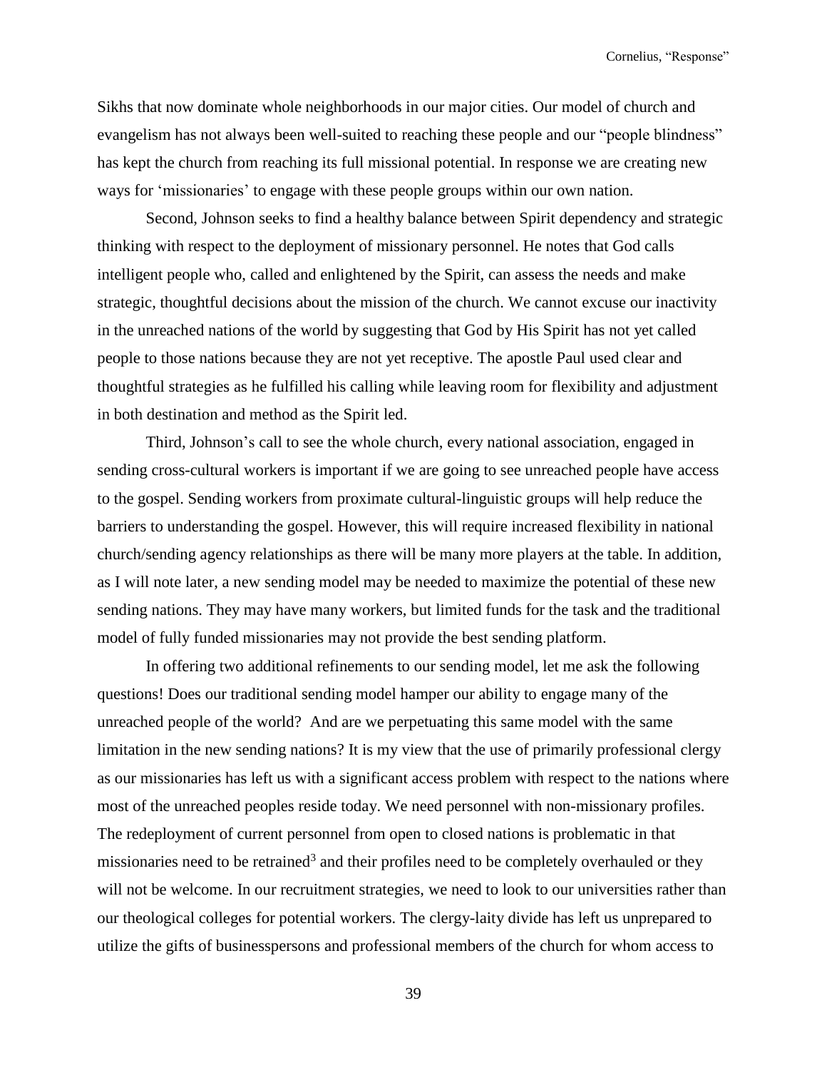Sikhs that now dominate whole neighborhoods in our major cities. Our model of church and evangelism has not always been well-suited to reaching these people and our "people blindness" has kept the church from reaching its full missional potential. In response we are creating new ways for 'missionaries' to engage with these people groups within our own nation.

Second, Johnson seeks to find a healthy balance between Spirit dependency and strategic thinking with respect to the deployment of missionary personnel. He notes that God calls intelligent people who, called and enlightened by the Spirit, can assess the needs and make strategic, thoughtful decisions about the mission of the church. We cannot excuse our inactivity in the unreached nations of the world by suggesting that God by His Spirit has not yet called people to those nations because they are not yet receptive. The apostle Paul used clear and thoughtful strategies as he fulfilled his calling while leaving room for flexibility and adjustment in both destination and method as the Spirit led.

Third, Johnson's call to see the whole church, every national association, engaged in sending cross-cultural workers is important if we are going to see unreached people have access to the gospel. Sending workers from proximate cultural-linguistic groups will help reduce the barriers to understanding the gospel. However, this will require increased flexibility in national church/sending agency relationships as there will be many more players at the table. In addition, as I will note later, a new sending model may be needed to maximize the potential of these new sending nations. They may have many workers, but limited funds for the task and the traditional model of fully funded missionaries may not provide the best sending platform.

In offering two additional refinements to our sending model, let me ask the following questions! Does our traditional sending model hamper our ability to engage many of the unreached people of the world? And are we perpetuating this same model with the same limitation in the new sending nations? It is my view that the use of primarily professional clergy as our missionaries has left us with a significant access problem with respect to the nations where most of the unreached peoples reside today. We need personnel with non-missionary profiles. The redeployment of current personnel from open to closed nations is problematic in that missionaries need to be retrained[3] and their profiles need to be completely overhauled or they will not be welcome. In our recruitment strategies, we need to look to our universities rather than our theological colleges for potential workers. The clergy-laity divide has left us unprepared to utilize the gifts of businesspersons and professional members of the church for whom access to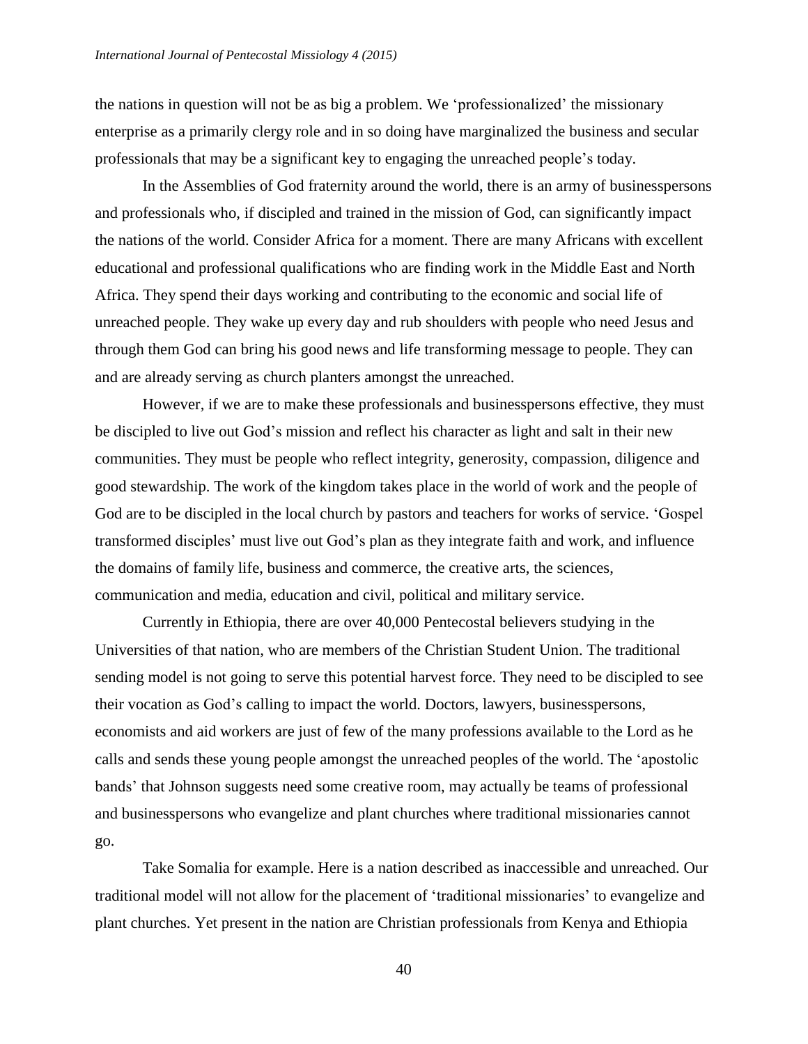the nations in question will not be as big a problem. We 'professionalized' the missionary enterprise as a primarily clergy role and in so doing have marginalized the business and secular professionals that may be a significant key to engaging the unreached people's today.

In the Assemblies of God fraternity around the world, there is an army of businesspersons and professionals who, if discipled and trained in the mission of God, can significantly impact the nations of the world. Consider Africa for a moment. There are many Africans with excellent educational and professional qualifications who are finding work in the Middle East and North Africa. They spend their days working and contributing to the economic and social life of unreached people. They wake up every day and rub shoulders with people who need Jesus and through them God can bring his good news and life transforming message to people. They can and are already serving as church planters amongst the unreached.

However, if we are to make these professionals and businesspersons effective, they must be discipled to live out God's mission and reflect his character as light and salt in their new communities. They must be people who reflect integrity, generosity, compassion, diligence and good stewardship. The work of the kingdom takes place in the world of work and the people of God are to be discipled in the local church by pastors and teachers for works of service. 'Gospel transformed disciples' must live out God's plan as they integrate faith and work, and influence the domains of family life, business and commerce, the creative arts, the sciences, communication and media, education and civil, political and military service.

Currently in Ethiopia, there are over 40,000 Pentecostal believers studying in the Universities of that nation, who are members of the Christian Student Union. The traditional sending model is not going to serve this potential harvest force. They need to be discipled to see their vocation as God's calling to impact the world. Doctors, lawyers, businesspersons, economists and aid workers are just of few of the many professions available to the Lord as he calls and sends these young people amongst the unreached peoples of the world. The 'apostolic bands' that Johnson suggests need some creative room, may actually be teams of professional and businesspersons who evangelize and plant churches where traditional missionaries cannot go.

Take Somalia for example. Here is a nation described as inaccessible and unreached. Our traditional model will not allow for the placement of 'traditional missionaries' to evangelize and plant churches. Yet present in the nation are Christian professionals from Kenya and Ethiopia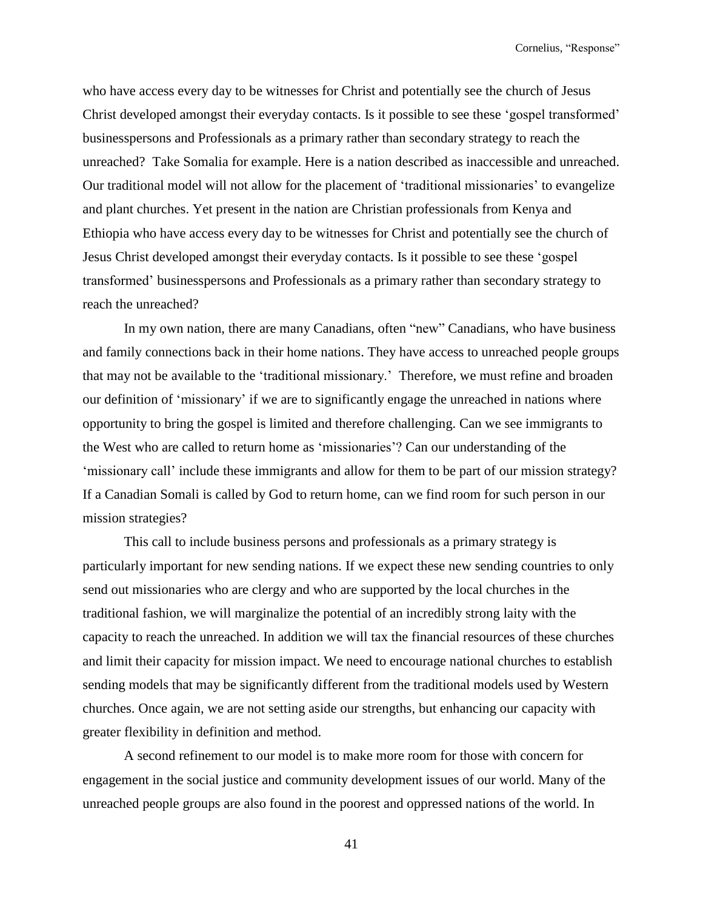who have access every day to be witnesses for Christ and potentially see the church of Jesus Christ developed amongst their everyday contacts. Is it possible to see these 'gospel transformed' businesspersons and Professionals as a primary rather than secondary strategy to reach the unreached? Take Somalia for example. Here is a nation described as inaccessible and unreached. Our traditional model will not allow for the placement of 'traditional missionaries' to evangelize and plant churches. Yet present in the nation are Christian professionals from Kenya and Ethiopia who have access every day to be witnesses for Christ and potentially see the church of Jesus Christ developed amongst their everyday contacts. Is it possible to see these 'gospel transformed' businesspersons and Professionals as a primary rather than secondary strategy to reach the unreached?

In my own nation, there are many Canadians, often "new" Canadians, who have business and family connections back in their home nations. They have access to unreached people groups that may not be available to the 'traditional missionary.' Therefore, we must refine and broaden our definition of 'missionary' if we are to significantly engage the unreached in nations where opportunity to bring the gospel is limited and therefore challenging. Can we see immigrants to the West who are called to return home as 'missionaries'? Can our understanding of the 'missionary call' include these immigrants and allow for them to be part of our mission strategy? If a Canadian Somali is called by God to return home, can we find room for such person in our mission strategies?

This call to include business persons and professionals as a primary strategy is particularly important for new sending nations. If we expect these new sending countries to only send out missionaries who are clergy and who are supported by the local churches in the traditional fashion, we will marginalize the potential of an incredibly strong laity with the capacity to reach the unreached. In addition we will tax the financial resources of these churches and limit their capacity for mission impact. We need to encourage national churches to establish sending models that may be significantly different from the traditional models used by Western churches. Once again, we are not setting aside our strengths, but enhancing our capacity with greater flexibility in definition and method.

A second refinement to our model is to make more room for those with concern for engagement in the social justice and community development issues of our world. Many of the unreached people groups are also found in the poorest and oppressed nations of the world. In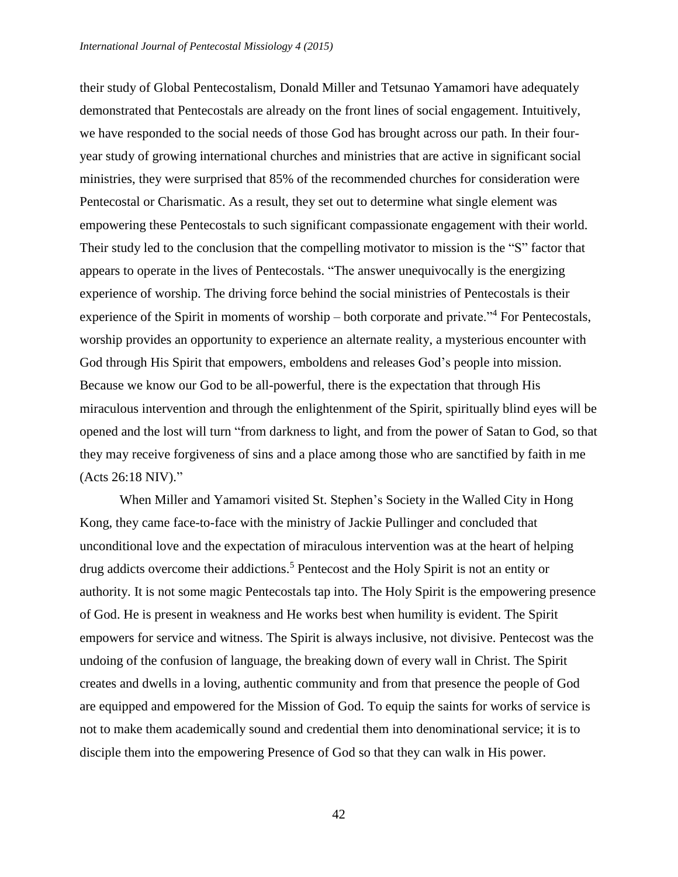their study of Global Pentecostalism, Donald Miller and Tetsunao Yamamori have adequately demonstrated that Pentecostals are already on the front lines of social engagement. Intuitively, we have responded to the social needs of those God has brought across our path. In their four-year study of growing international churches and ministries that are active in significant social ministries, they were surprised that 85% of the recommended churches for consideration were Pentecostal or Charismatic. As a result, they set out to determine what single element was empowering these Pentecostals to such significant compassionate engagement with their world. Their study led to the conclusion that the compelling motivator to mission is the "S" factor that appears to operate in the lives of Pentecostals. "The answer unequivocally is the energizing experience of worship. The driving force behind the social ministries of Pentecostals is their experience of the Spirit in moments of worship – both corporate and private."[4] For Pentecostals, worship provides an opportunity to experience an alternate reality, a mysterious encounter with God through His Spirit that empowers, emboldens and releases God's people into mission. Because we know our God to be all-powerful, there is the expectation that through His miraculous intervention and through the enlightenment of the Spirit, spiritually blind eyes will be opened and the lost will turn "from darkness to light, and from the power of Satan to God, so that they may receive forgiveness of sins and a place among those who are sanctified by faith in me (Acts 26:18 NIV)."

When Miller and Yamamori visited St. Stephen's Society in the Walled City in Hong Kong, they came face-to-face with the ministry of Jackie Pullinger and concluded that unconditional love and the expectation of miraculous intervention was at the heart of helping drug addicts overcome their addictions.[5] Pentecost and the Holy Spirit is not an entity or authority. It is not some magic Pentecostals tap into. The Holy Spirit is the empowering presence of God. He is present in weakness and He works best when humility is evident. The Spirit empowers for service and witness. The Spirit is always inclusive, not divisive. Pentecost was the undoing of the confusion of language, the breaking down of every wall in Christ. The Spirit creates and dwells in a loving, authentic community and from that presence the people of God are equipped and empowered for the Mission of God. To equip the saints for works of service is not to make them academically sound and credential them into denominational service; it is to disciple them into the empowering Presence of God so that they can walk in His power.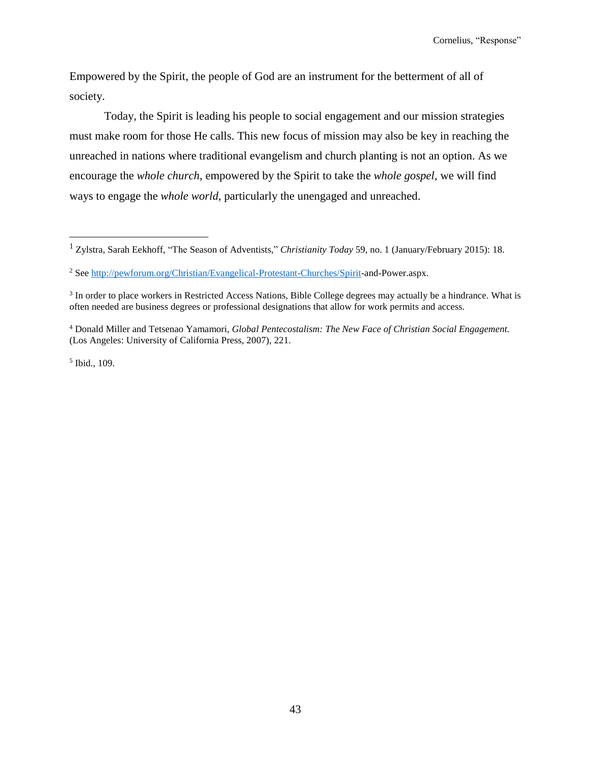Empowered by the Spirit, the people of God are an instrument for the betterment of all of society.

Today, the Spirit is leading his people to social engagement and our mission strategies must make room for those He calls. This new focus of mission may also be key in reaching the unreached in nations where traditional evangelism and church planting is not an option. As we encourage the *whole church*, empowered by the Spirit to take the *whole gospel*, we will find ways to engage the *whole world*, particularly the unengaged and unreached.

---

[1] Zylstra, Sarah Eekhoff, "The Season of Adventists," *Christianity Today* 59, no. 1 (January/February 2015): 18.

[2] See http://pewforum.org/Christian/Evangelical-Protestant-Churches/Spirit-and-Power.aspx.

[3] In order to place workers in Restricted Access Nations, Bible College degrees may actually be a hindrance. What is often needed are business degrees or professional designations that allow for work permits and access.

[4] Donald Miller and Tetsenao Yamamori, *Global Pentecostalism: The New Face of Christian Social Engagement.* (Los Angeles: University of California Press, 2007), 221.

[5] Ibid., 109.